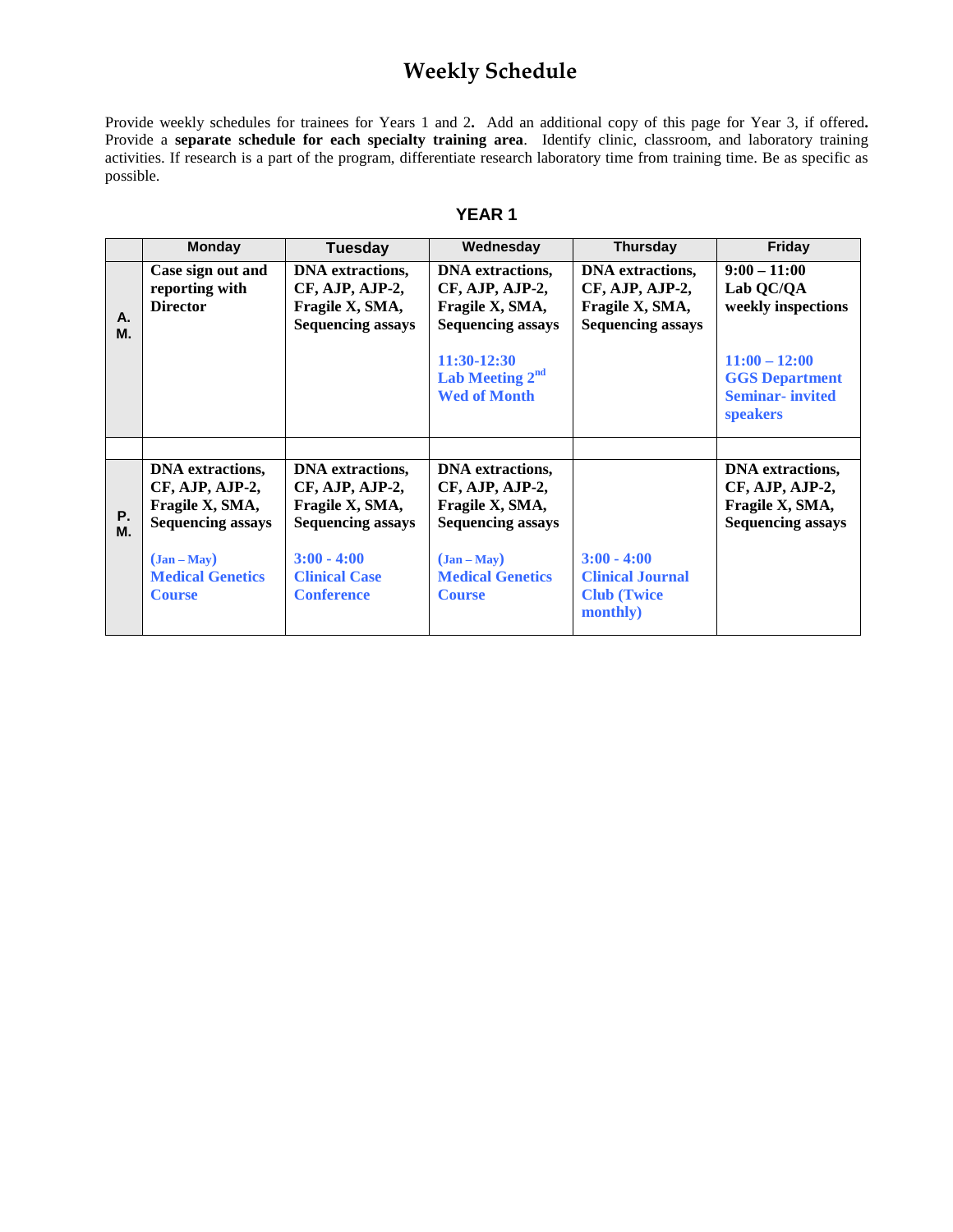# Weekly Schedule

Provide weekly schedules for trainees for Years 1 and 2. Add an additional copy of this page for Year 3, if offered**.** Provide a **separate schedule for each specialty training area**. Identify clinic, classroom, and laboratory training activities. If research is a part of the program, differentiate research laboratory time from training time. Be as specific as possible.

## YEAR 1

| | Monday | Tuesday | Wednesday | Thursday | Friday |
|---|---|---|---|---|---|
| **A. M.** | **Case sign out and reporting with Director** | **DNA extractions, CF, AJP, AJP-2, Fragile X, SMA, Sequencing assays** | **DNA extractions, CF, AJP, AJP-2, Fragile X, SMA, Sequencing assays**<br><br>**11:30-12:30 Lab Meeting 2nd Wed of Month** | **DNA extractions, CF, AJP, AJP-2, Fragile X, SMA, Sequencing assays** | **9:00 – 11:00 Lab QC/QA weekly inspections**<br><br>**11:00 – 12:00 GGS Department Seminar- invited speakers** |
| | | | | | |
| **P. M.** | **DNA extractions, CF, AJP, AJP-2, Fragile X, SMA, Sequencing assays**<br><br>**(Jan – May) Medical Genetics Course** | **DNA extractions, CF, AJP, AJP-2, Fragile X, SMA, Sequencing assays**<br><br>**3:00 - 4:00 Clinical Case Conference** | **DNA extractions, CF, AJP, AJP-2, Fragile X, SMA, Sequencing assays**<br><br>**(Jan – May) Medical Genetics Course** | **3:00 - 4:00 Clinical Journal Club (Twice monthly)** | **DNA extractions, CF, AJP, AJP-2, Fragile X, SMA, Sequencing assays** |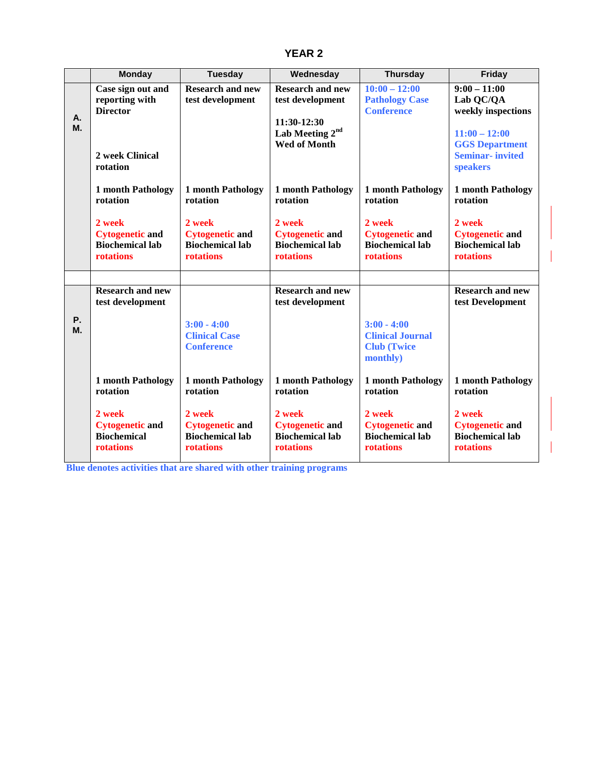## YEAR 2

| | Monday | Tuesday | Wednesday | Thursday | Friday |
|---|---|---|---|---|---|
| A. M. | Case sign out and reporting with Director<br><br>2 week Clinical rotation<br><br>1 month Pathology rotation<br><br>2 week Cytogenetic and Biochemical lab rotations | Research and new test development<br><br>1 month Pathology rotation<br><br>2 week Cytogenetic and Biochemical lab rotations | Research and new test development<br><br>11:30-12:30 Lab Meeting 2nd Wed of Month<br><br>1 month Pathology rotation<br><br>2 week Cytogenetic and Biochemical lab rotations | 10:00 – 12:00 Pathology Case Conference<br><br>1 month Pathology rotation<br><br>2 week Cytogenetic and Biochemical lab rotations | 9:00 – 11:00 Lab QC/QA weekly inspections<br><br>11:00 – 12:00 GGS Department Seminar- invited speakers<br><br>1 month Pathology rotation<br><br>2 week Cytogenetic and Biochemical lab rotations |
| | | | | | |
| P. M. | Research and new test development<br><br>1 month Pathology rotation<br><br>2 week Cytogenetic and Biochemical rotations | 3:00 - 4:00 Clinical Case Conference<br><br>1 month Pathology rotation<br><br>2 week Cytogenetic and Biochemical lab rotations | Research and new test development<br><br>1 month Pathology rotation<br><br>2 week Cytogenetic and Biochemical lab rotations | 3:00 - 4:00 Clinical Journal Club (Twice monthly)<br><br>1 month Pathology rotation<br><br>2 week Cytogenetic and Biochemical lab rotations | Research and new test Development<br><br>1 month Pathology rotation<br><br>2 week Cytogenetic and Biochemical lab rotations |

**Blue denotes activities that are shared with other training programs**